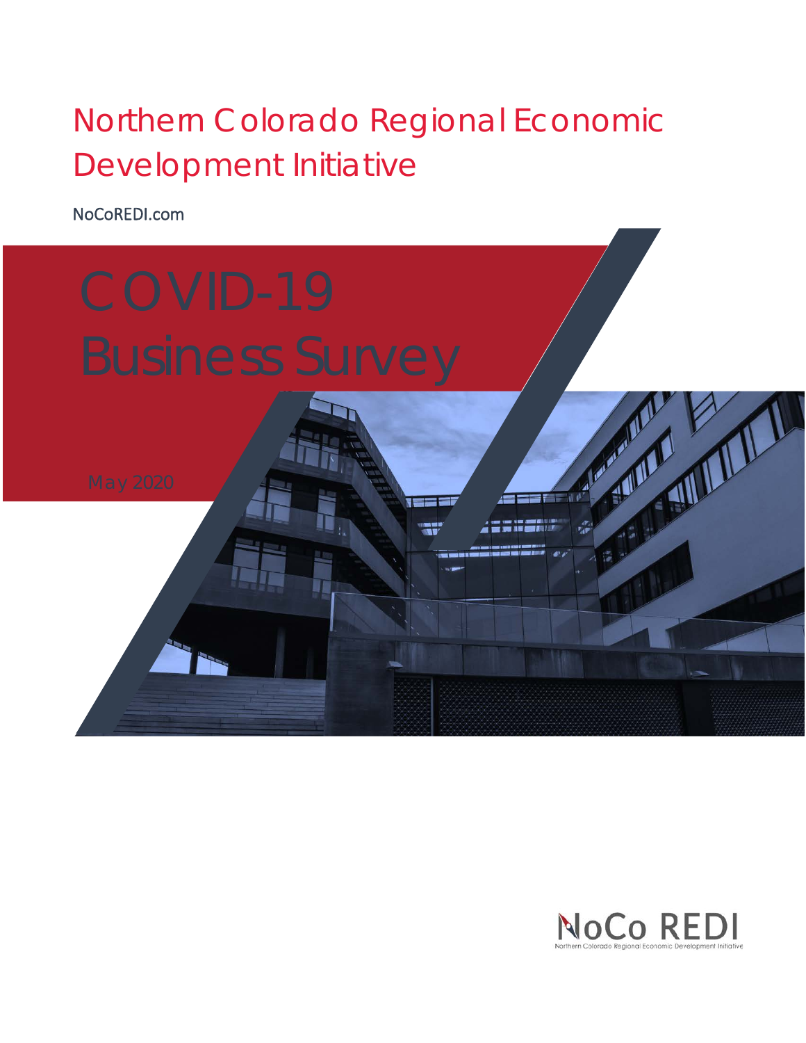# Northern Colorado Regional Economic Development Initiative

NoCoREDI.com

# COVID-19 Business Survey

May 2020

NoCo REDI

Northern Colorado Regional Economic Development Initiative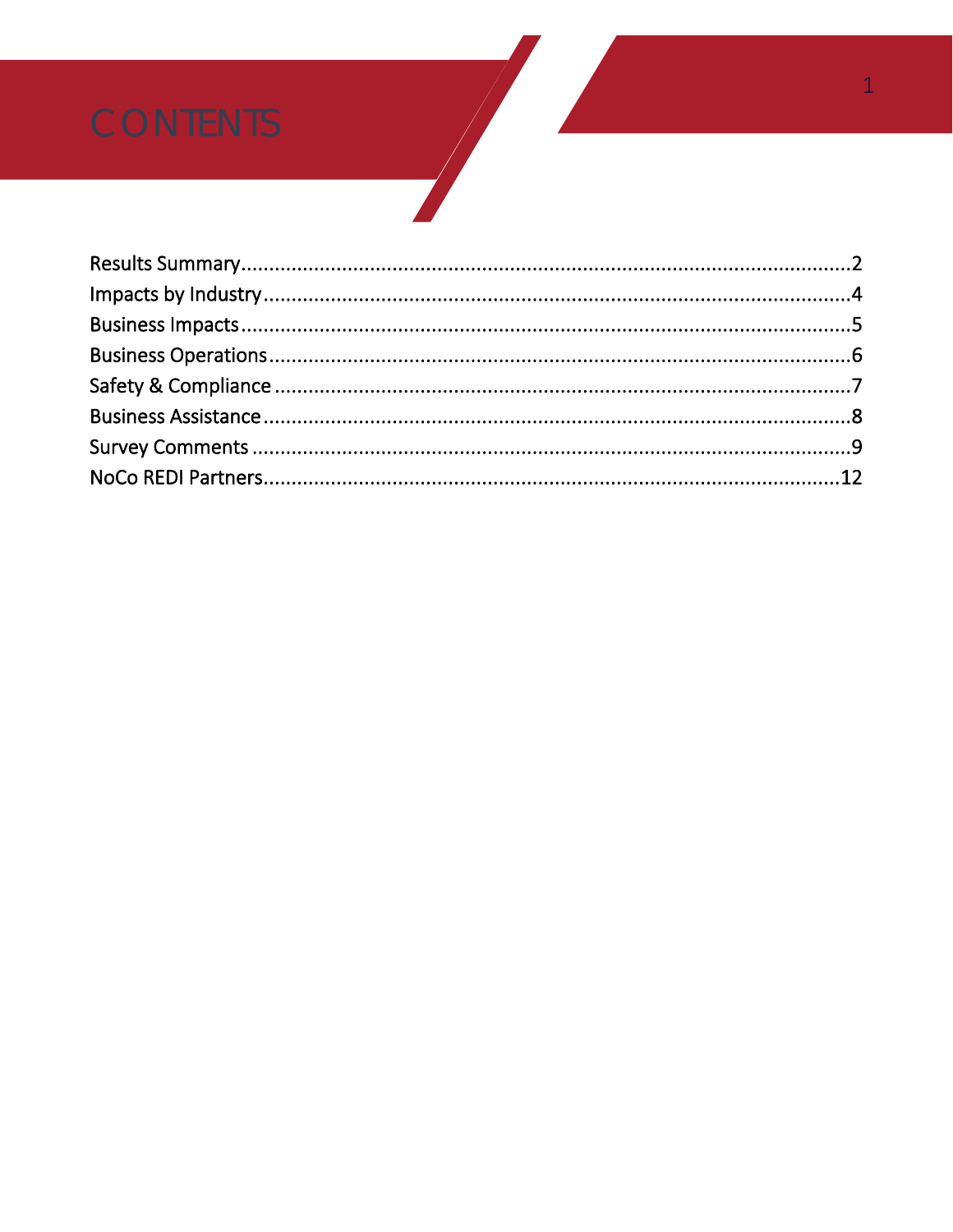# CONTENTS

Results Summary....................................................................................................2
Impacts by Industry................................................................................................4
Business Impacts....................................................................................................5
Business Operations................................................................................................6
Safety & Compliance...............................................................................................7
Business Assistance.................................................................................................8
Survey Comments....................................................................................................9
NoCo REDI Partners...............................................................................................12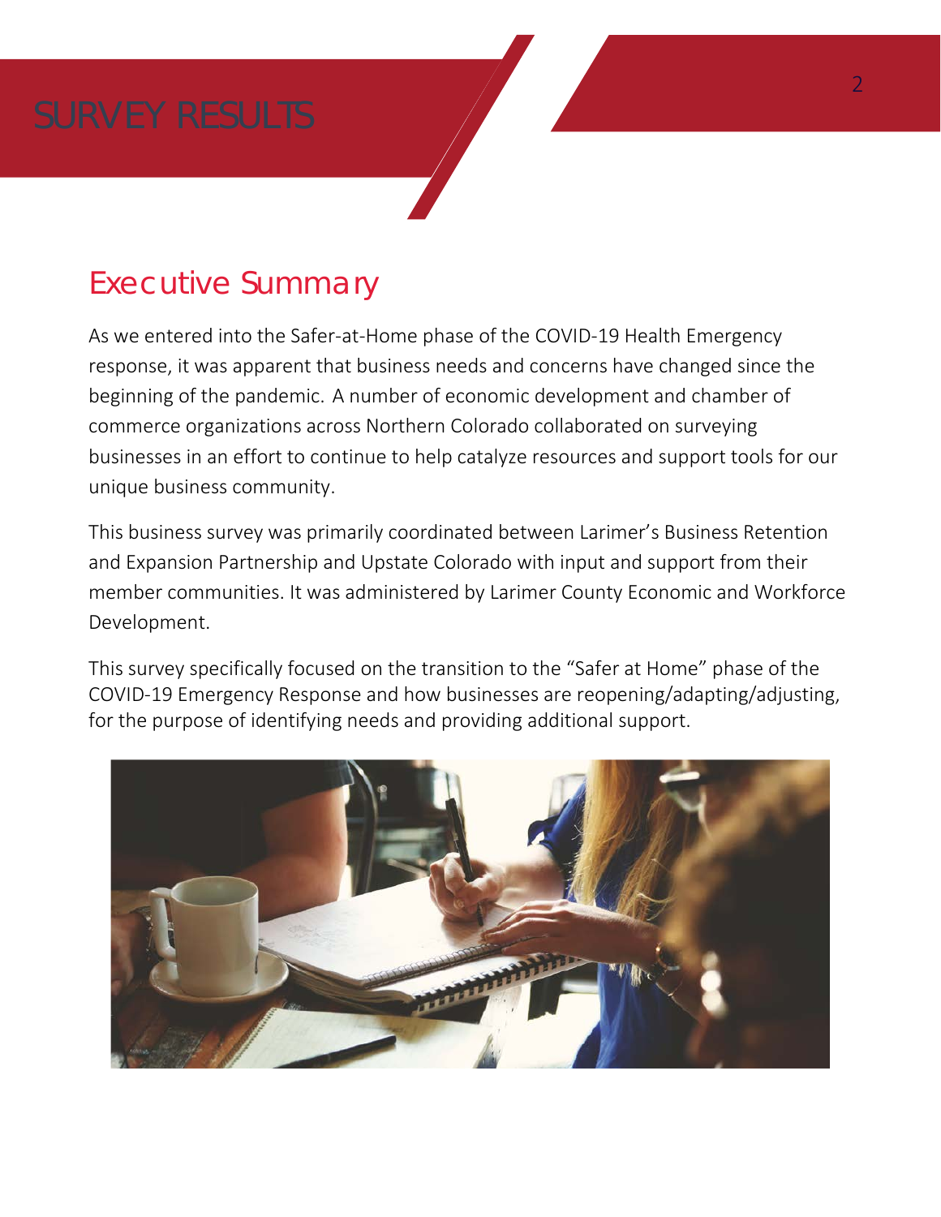# SURVEY RESULTS

## Executive Summary

As we entered into the Safer-at-Home phase of the COVID-19 Health Emergency response, it was apparent that business needs and concerns have changed since the beginning of the pandemic. A number of economic development and chamber of commerce organizations across Northern Colorado collaborated on surveying businesses in an effort to continue to help catalyze resources and support tools for our unique business community.

This business survey was primarily coordinated between Larimer's Business Retention and Expansion Partnership and Upstate Colorado with input and support from their member communities. It was administered by Larimer County Economic and Workforce Development.

This survey specifically focused on the transition to the "Safer at Home" phase of the COVID-19 Emergency Response and how businesses are reopening/adapting/adjusting, for the purpose of identifying needs and providing additional support.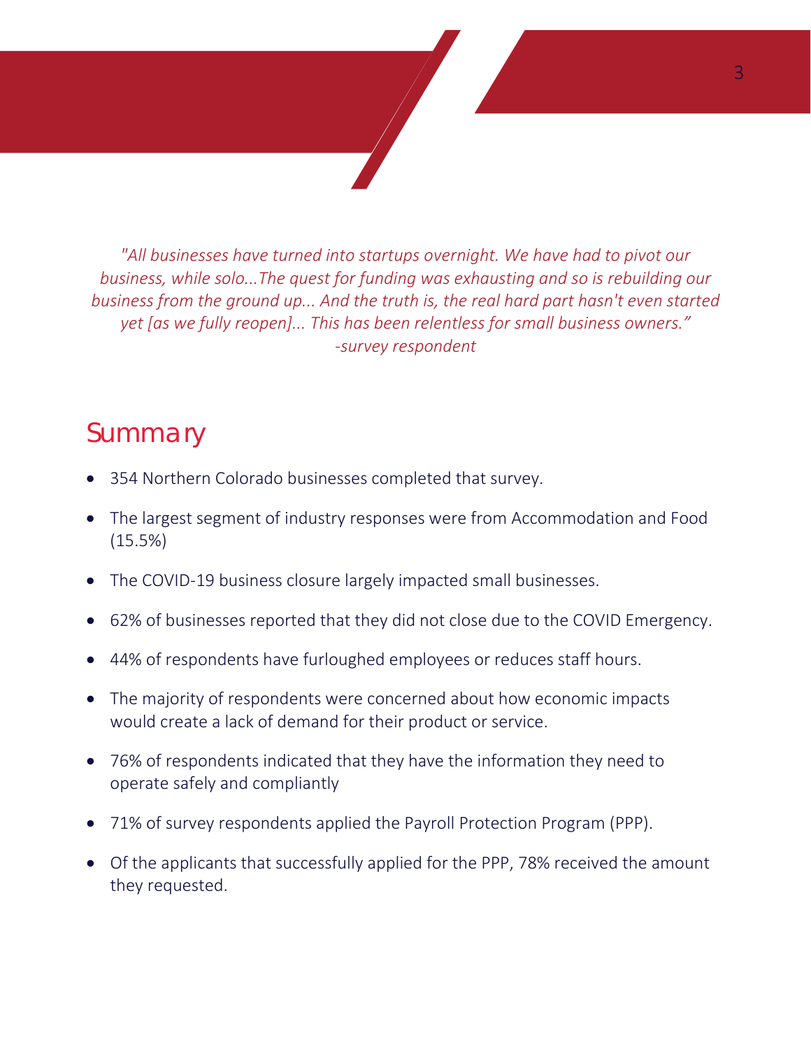*"All businesses have turned into startups overnight. We have had to pivot our business, while solo...The quest for funding was exhausting and so is rebuilding our business from the ground up... And the truth is, the real hard part hasn't even started yet [as we fully reopen]... This has been relentless for small business owners."*
*-survey respondent*

## Summary

- 354 Northern Colorado businesses completed that survey.
- The largest segment of industry responses were from Accommodation and Food (15.5%)
- The COVID-19 business closure largely impacted small businesses.
- 62% of businesses reported that they did not close due to the COVID Emergency.
- 44% of respondents have furloughed employees or reduces staff hours.
- The majority of respondents were concerned about how economic impacts would create a lack of demand for their product or service.
- 76% of respondents indicated that they have the information they need to operate safely and compliantly
- 71% of survey respondents applied the Payroll Protection Program (PPP).
- Of the applicants that successfully applied for the PPP, 78% received the amount they requested.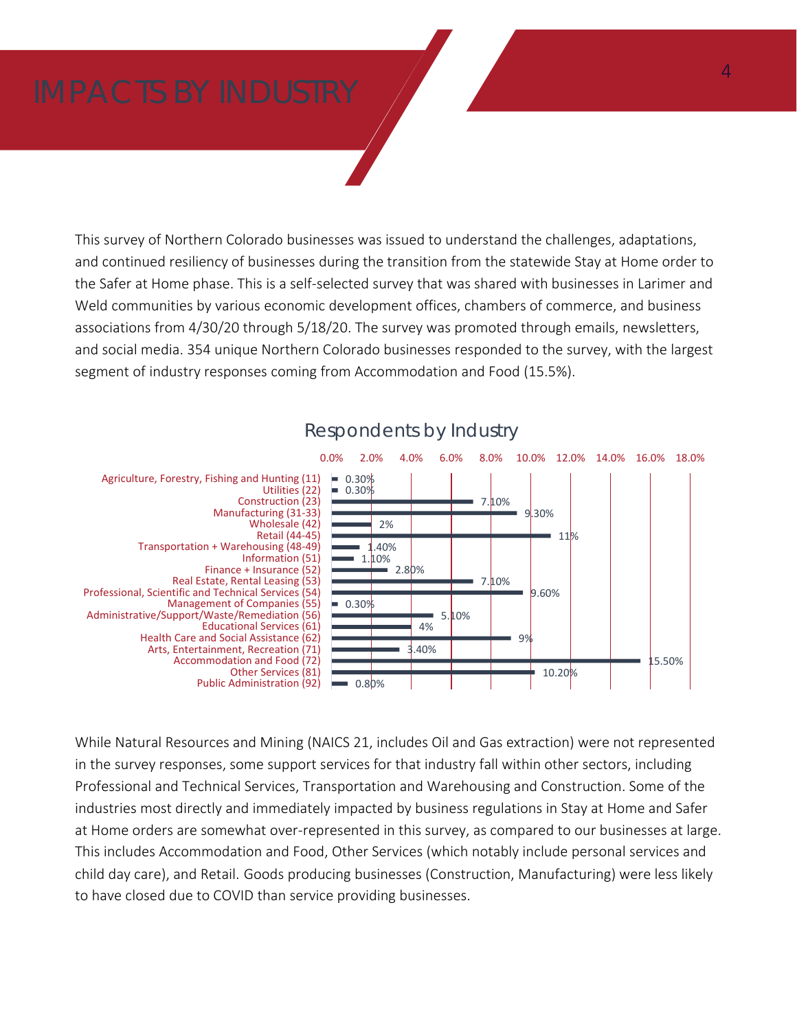# IMPACTS BY INDUSTRY

This survey of Northern Colorado businesses was issued to understand the challenges, adaptations, and continued resiliency of businesses during the transition from the statewide Stay at Home order to the Safer at Home phase. This is a self-selected survey that was shared with businesses in Larimer and Weld communities by various economic development offices, chambers of commerce, and business associations from 4/30/20 through 5/18/20. The survey was promoted through emails, newsletters, and social media. 354 unique Northern Colorado businesses responded to the survey, with the largest segment of industry responses coming from Accommodation and Food (15.5%).

**Respondents by Industry**

| Industry | Percent |
| --- | --- |
| Agriculture, Forestry, Fishing and Hunting (11) | 0.30% |
| Utilities (22) | 0.30% |
| Construction (23) | 7.10% |
| Manufacturing (31-33) | 9.30% |
| Wholesale (42) | 2% |
| Retail (44-45) | 11% |
| Transportation + Warehousing (48-49) | 1.40% |
| Information (51) | 1.10% |
| Finance + Insurance (52) | 2.80% |
| Real Estate, Rental Leasing (53) | 7.10% |
| Professional, Scientific and Technical Services (54) | 9.60% |
| Management of Companies (55) | 0.30% |
| Administrative/Support/Waste/Remediation (56) | 5.10% |
| Educational Services (61) | 4% |
| Health Care and Social Assistance (62) | 9% |
| Arts, Entertainment, Recreation (71) | 3.40% |
| Accommodation and Food (72) | 15.50% |
| Other Services (81) | 10.20% |
| Public Administration (92) | 0.80% |

While Natural Resources and Mining (NAICS 21, includes Oil and Gas extraction) were not represented in the survey responses, some support services for that industry fall within other sectors, including Professional and Technical Services, Transportation and Warehousing and Construction. Some of the industries most directly and immediately impacted by business regulations in Stay at Home and Safer at Home orders are somewhat over-represented in this survey, as compared to our businesses at large. This includes Accommodation and Food, Other Services (which notably include personal services and child day care), and Retail. Goods producing businesses (Construction, Manufacturing) were less likely to have closed due to COVID than service providing businesses.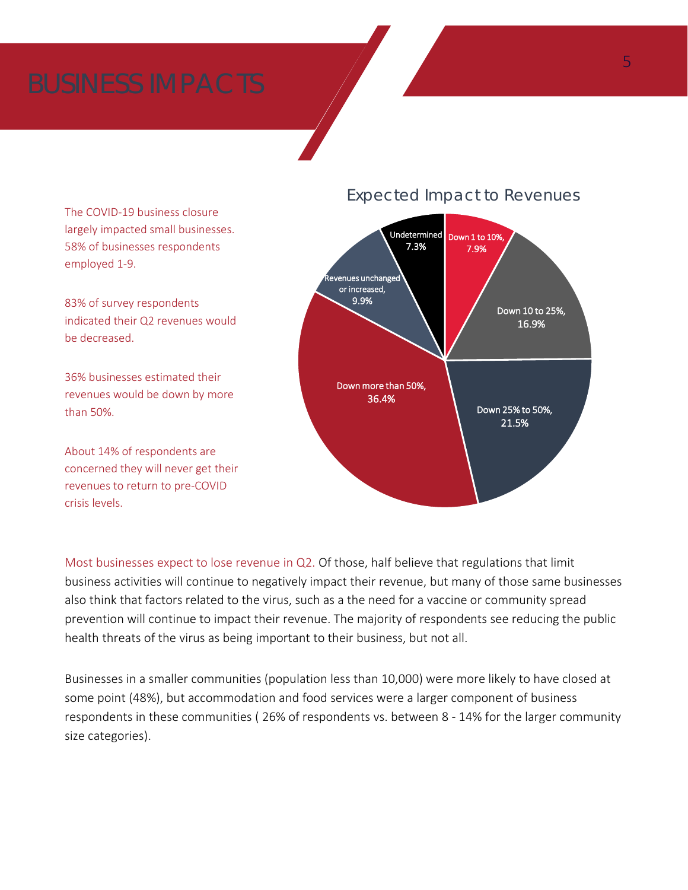# BUSINESS IMPACTS

The COVID-19 business closure largely impacted small businesses. 58% of businesses respondents employed 1-9.

83% of survey respondents indicated their Q2 revenues would be decreased.

36% businesses estimated their revenues would be down by more than 50%.

About 14% of respondents are concerned they will never get their revenues to return to pre-COVID crisis levels.

## Expected Impact to Revenues

| Category | Percentage |
| --- | --- |
| Down 1 to 10% | 7.9% |
| Down 10 to 25% | 16.9% |
| Down 25% to 50% | 21.5% |
| Down more than 50% | 36.4% |
| Revenues unchanged or increased | 9.9% |
| Undetermined | 7.3% |

Most businesses expect to lose revenue in Q2. Of those, half believe that regulations that limit business activities will continue to negatively impact their revenue, but many of those same businesses also think that factors related to the virus, such as a the need for a vaccine or community spread prevention will continue to impact their revenue. The majority of respondents see reducing the public health threats of the virus as being important to their business, but not all.

Businesses in a smaller communities (population less than 10,000) were more likely to have closed at some point (48%), but accommodation and food services were a larger component of business respondents in these communities ( 26% of respondents vs. between 8 - 14% for the larger community size categories).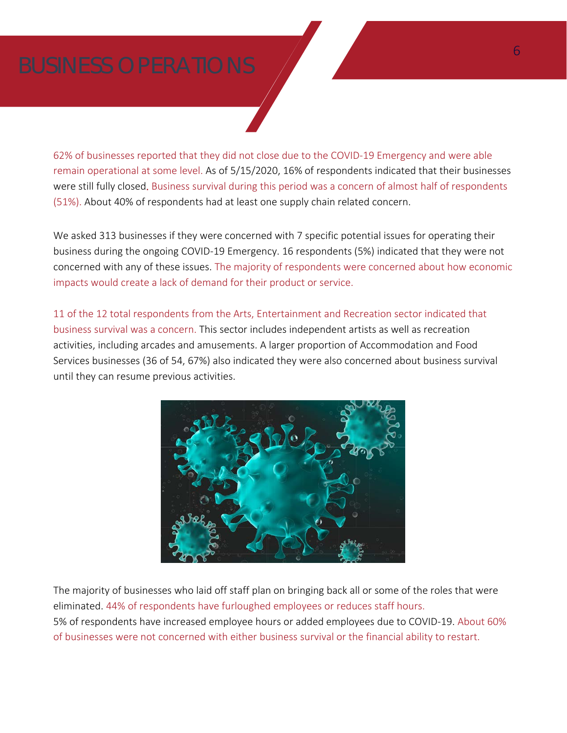# BUSINESS OPERATIONS

62% of businesses reported that they did not close due to the COVID-19 Emergency and were able remain operational at some level. As of 5/15/2020, 16% of respondents indicated that their businesses were still fully closed. Business survival during this period was a concern of almost half of respondents (51%). About 40% of respondents had at least one supply chain related concern.

We asked 313 businesses if they were concerned with 7 specific potential issues for operating their business during the ongoing COVID-19 Emergency. 16 respondents (5%) indicated that they were not concerned with any of these issues. The majority of respondents were concerned about how economic impacts would create a lack of demand for their product or service.

11 of the 12 total respondents from the Arts, Entertainment and Recreation sector indicated that business survival was a concern. This sector includes independent artists as well as recreation activities, including arcades and amusements. A larger proportion of Accommodation and Food Services businesses (36 of 54, 67%) also indicated they were also concerned about business survival until they can resume previous activities.

The majority of businesses who laid off staff plan on bringing back all or some of the roles that were eliminated. 44% of respondents have furloughed employees or reduces staff hours.
5% of respondents have increased employee hours or added employees due to COVID-19. About 60% of businesses were not concerned with either business survival or the financial ability to restart.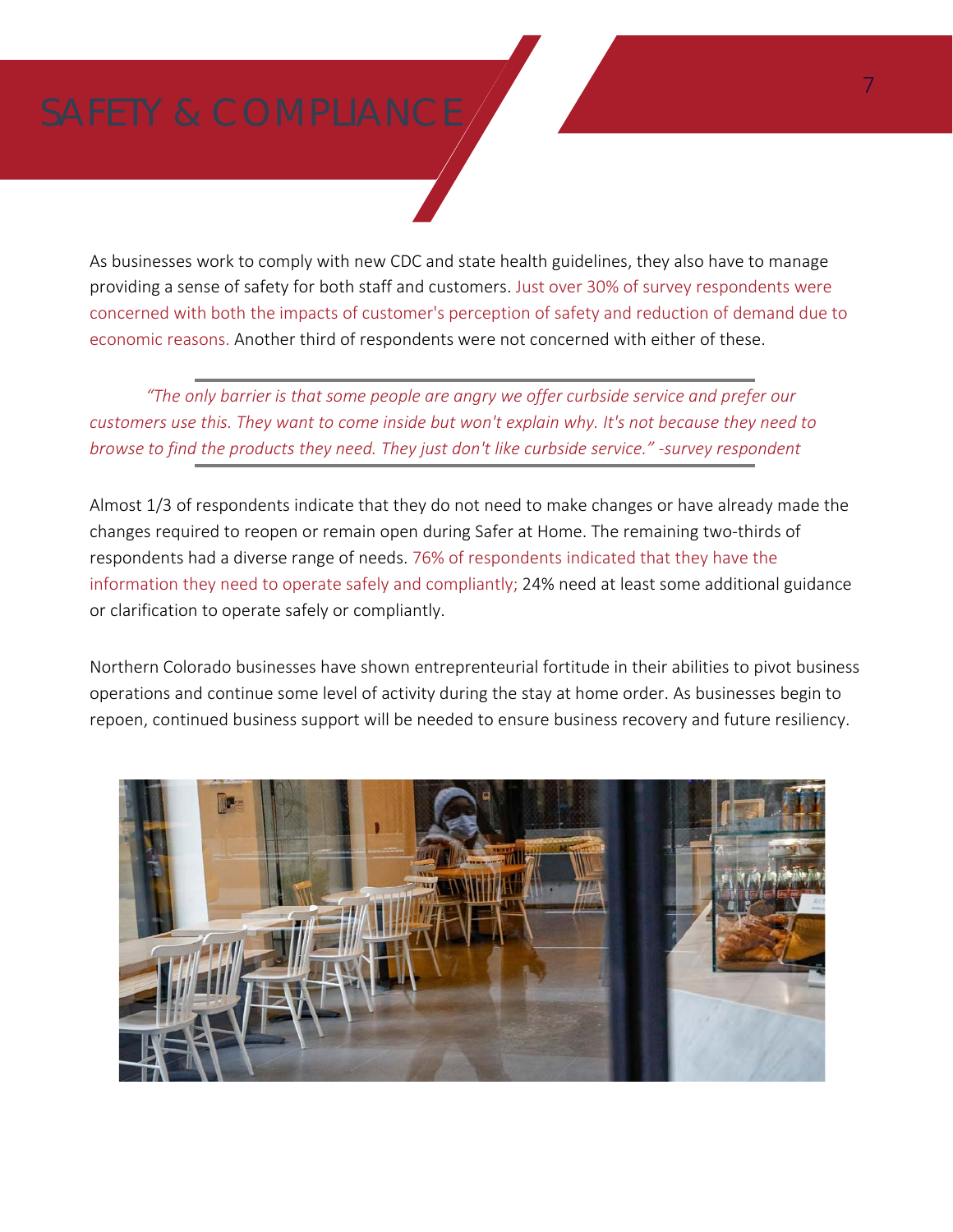# SAFETY & COMPLIANCE

As businesses work to comply with new CDC and state health guidelines, they also have to manage providing a sense of safety for both staff and customers. Just over 30% of survey respondents were concerned with both the impacts of customer's perception of safety and reduction of demand due to economic reasons. Another third of respondents were not concerned with either of these.

> *"The only barrier is that some people are angry we offer curbside service and prefer our customers use this. They want to come inside but won't explain why. It's not because they need to browse to find the products they need. They just don't like curbside service." -survey respondent*

Almost 1/3 of respondents indicate that they do not need to make changes or have already made the changes required to reopen or remain open during Safer at Home. The remaining two-thirds of respondents had a diverse range of needs. 76% of respondents indicated that they have the information they need to operate safely and compliantly; 24% need at least some additional guidance or clarification to operate safely or compliantly.

Northern Colorado businesses have shown entrepreneurial fortitude in their abilities to pivot business operations and continue some level of activity during the stay at home order. As businesses begin to repoen, continued business support will be needed to ensure business recovery and future resiliency.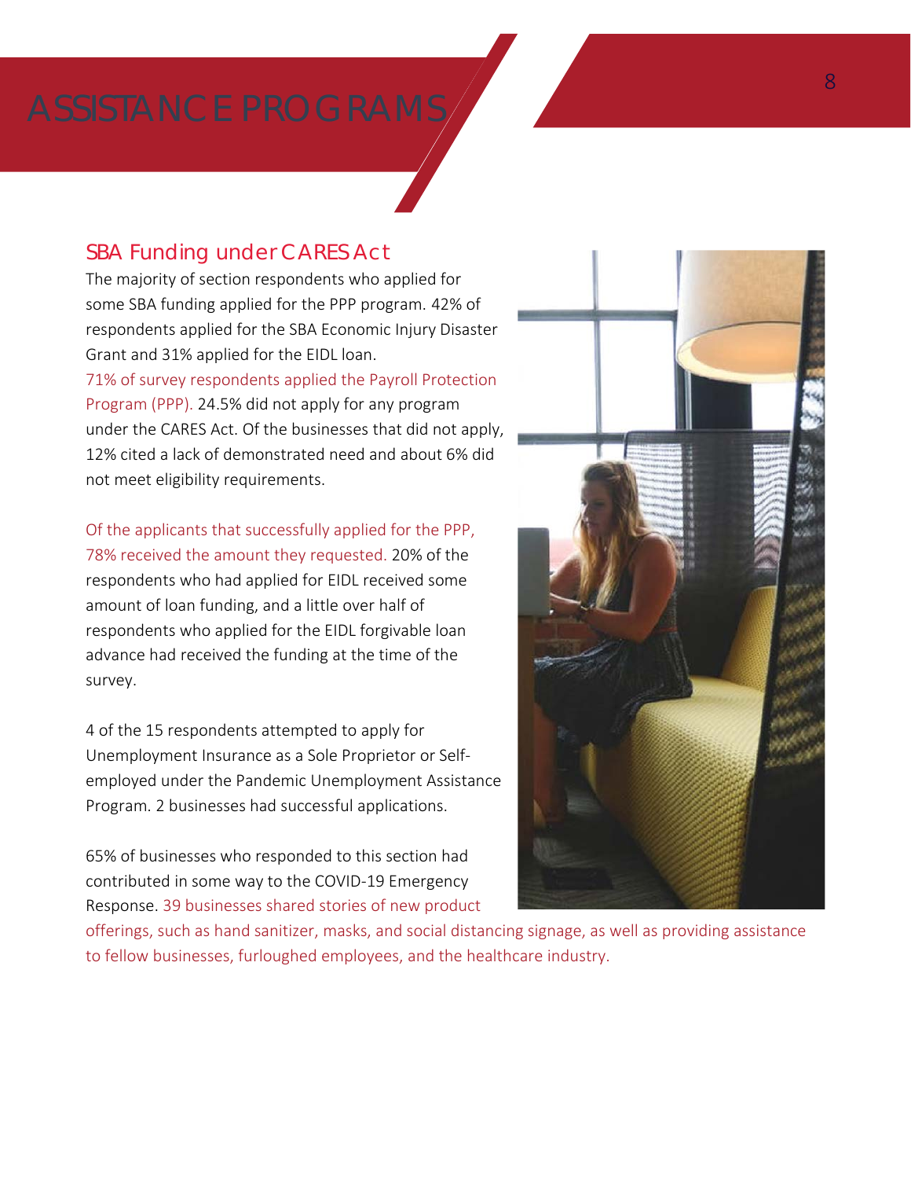# ASSISTANCE PROGRAMS

## SBA Funding under CARES Act

The majority of section respondents who applied for some SBA funding applied for the PPP program. 42% of respondents applied for the SBA Economic Injury Disaster Grant and 31% applied for the EIDL loan. 71% of survey respondents applied the Payroll Protection Program (PPP). 24.5% did not apply for any program under the CARES Act. Of the businesses that did not apply, 12% cited a lack of demonstrated need and about 6% did not meet eligibility requirements.

Of the applicants that successfully applied for the PPP, 78% received the amount they requested. 20% of the respondents who had applied for EIDL received some amount of loan funding, and a little over half of respondents who applied for the EIDL forgivable loan advance had received the funding at the time of the survey.

4 of the 15 respondents attempted to apply for Unemployment Insurance as a Sole Proprietor or Self-employed under the Pandemic Unemployment Assistance Program. 2 businesses had successful applications.

65% of businesses who responded to this section had contributed in some way to the COVID-19 Emergency Response. 39 businesses shared stories of new product offerings, such as hand sanitizer, masks, and social distancing signage, as well as providing assistance to fellow businesses, furloughed employees, and the healthcare industry.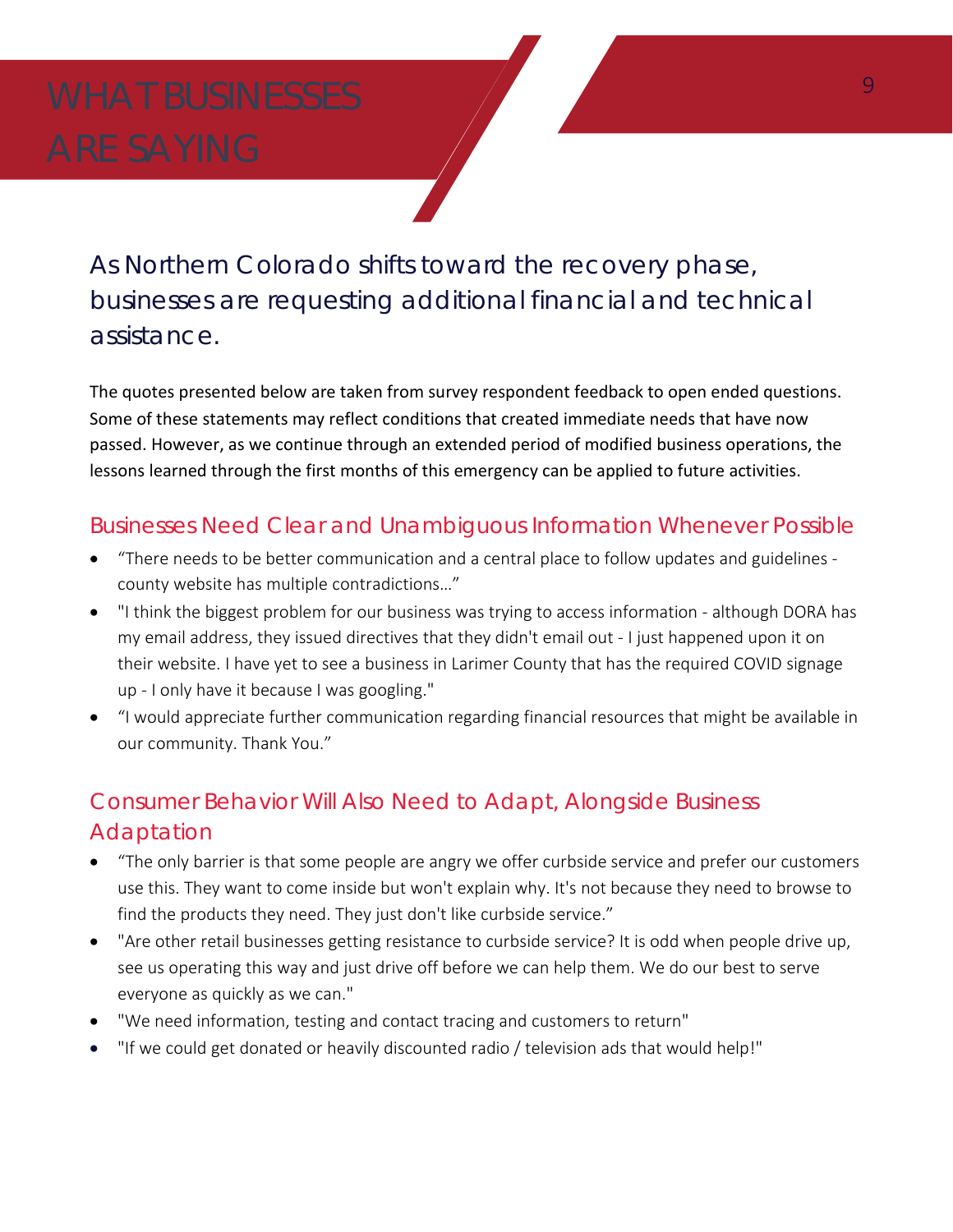# WHAT BUSINESSES ARE SAYING

## As Northern Colorado shifts toward the recovery phase, businesses are requesting additional financial and technical assistance.

The quotes presented below are taken from survey respondent feedback to open ended questions. Some of these statements may reflect conditions that created immediate needs that have now passed. However, as we continue through an extended period of modified business operations, the lessons learned through the first months of this emergency can be applied to future activities.

### Businesses Need Clear and Unambiguous Information Whenever Possible

- "There needs to be better communication and a central place to follow updates and guidelines - county website has multiple contradictions…"
- "I think the biggest problem for our business was trying to access information - although DORA has my email address, they issued directives that they didn't email out - I just happened upon it on their website. I have yet to see a business in Larimer County that has the required COVID signage up - I only have it because I was googling."
- "I would appreciate further communication regarding financial resources that might be available in our community. Thank You."

### Consumer Behavior Will Also Need to Adapt, Alongside Business Adaptation

- "The only barrier is that some people are angry we offer curbside service and prefer our customers use this. They want to come inside but won't explain why. It's not because they need to browse to find the products they need. They just don't like curbside service."
- "Are other retail businesses getting resistance to curbside service? It is odd when people drive up, see us operating this way and just drive off before we can help them. We do our best to serve everyone as quickly as we can."
- "We need information, testing and contact tracing and customers to return"
- "If we could get donated or heavily discounted radio / television ads that would help!"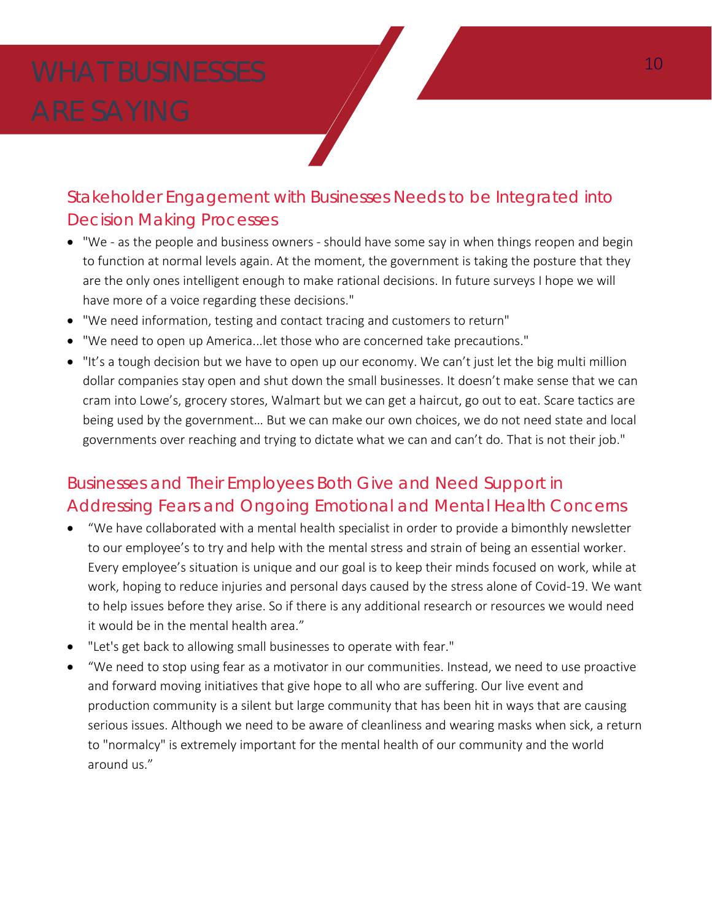# WHAT BUSINESSES ARE SAYING

## Stakeholder Engagement with Businesses Needs to be Integrated into Decision Making Processes

- "We - as the people and business owners - should have some say in when things reopen and begin to function at normal levels again. At the moment, the government is taking the posture that they are the only ones intelligent enough to make rational decisions. In future surveys I hope we will have more of a voice regarding these decisions."
- "We need information, testing and contact tracing and customers to return"
- "We need to open up America...let those who are concerned take precautions."
- "It's a tough decision but we have to open up our economy. We can't just let the big multi million dollar companies stay open and shut down the small businesses. It doesn't make sense that we can cram into Lowe's, grocery stores, Walmart but we can get a haircut, go out to eat. Scare tactics are being used by the government… But we can make our own choices, we do not need state and local governments over reaching and trying to dictate what we can and can't do. That is not their job."

## Businesses and Their Employees Both Give and Need Support in Addressing Fears and Ongoing Emotional and Mental Health Concerns

- "We have collaborated with a mental health specialist in order to provide a bimonthly newsletter to our employee's to try and help with the mental stress and strain of being an essential worker. Every employee's situation is unique and our goal is to keep their minds focused on work, while at work, hoping to reduce injuries and personal days caused by the stress alone of Covid-19. We want to help issues before they arise. So if there is any additional research or resources we would need it would be in the mental health area."
- "Let's get back to allowing small businesses to operate with fear."
- "We need to stop using fear as a motivator in our communities. Instead, we need to use proactive and forward moving initiatives that give hope to all who are suffering. Our live event and production community is a silent but large community that has been hit in ways that are causing serious issues. Although we need to be aware of cleanliness and wearing masks when sick, a return to "normalcy" is extremely important for the mental health of our community and the world around us."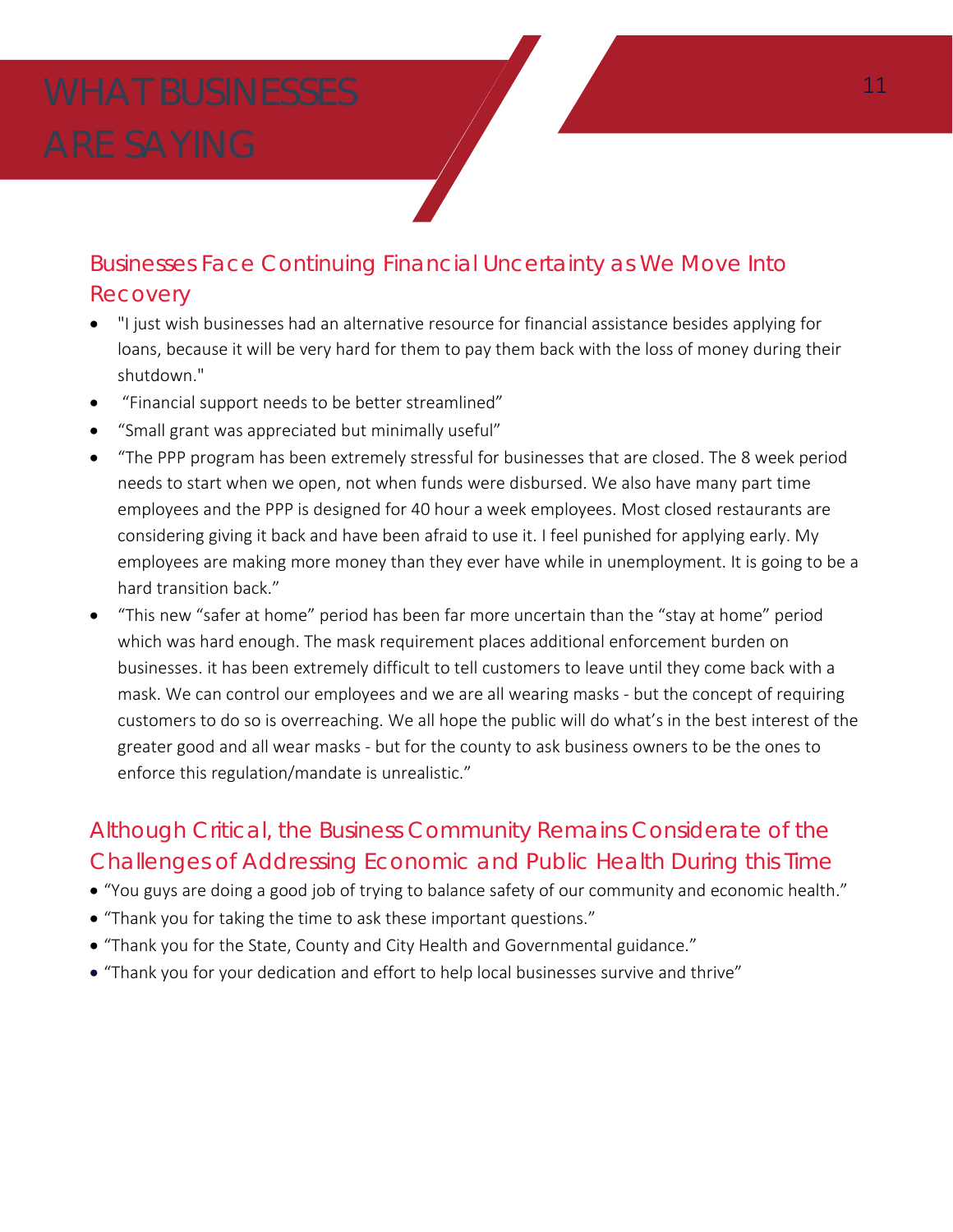# WHAT BUSINESSES ARE SAYING

## Businesses Face Continuing Financial Uncertainty as We Move Into Recovery

- "I just wish businesses had an alternative resource for financial assistance besides applying for loans, because it will be very hard for them to pay them back with the loss of money during their shutdown."
- "Financial support needs to be better streamlined"
- "Small grant was appreciated but minimally useful"
- "The PPP program has been extremely stressful for businesses that are closed. The 8 week period needs to start when we open, not when funds were disbursed. We also have many part time employees and the PPP is designed for 40 hour a week employees. Most closed restaurants are considering giving it back and have been afraid to use it. I feel punished for applying early. My employees are making more money than they ever have while in unemployment. It is going to be a hard transition back."
- "This new "safer at home" period has been far more uncertain than the "stay at home" period which was hard enough. The mask requirement places additional enforcement burden on businesses. it has been extremely difficult to tell customers to leave until they come back with a mask. We can control our employees and we are all wearing masks - but the concept of requiring customers to do so is overreaching. We all hope the public will do what's in the best interest of the greater good and all wear masks - but for the county to ask business owners to be the ones to enforce this regulation/mandate is unrealistic."

## Although Critical, the Business Community Remains Considerate of the Challenges of Addressing Economic and Public Health During this Time

- "You guys are doing a good job of trying to balance safety of our community and economic health."
- "Thank you for taking the time to ask these important questions."
- "Thank you for the State, County and City Health and Governmental guidance."
- "Thank you for your dedication and effort to help local businesses survive and thrive"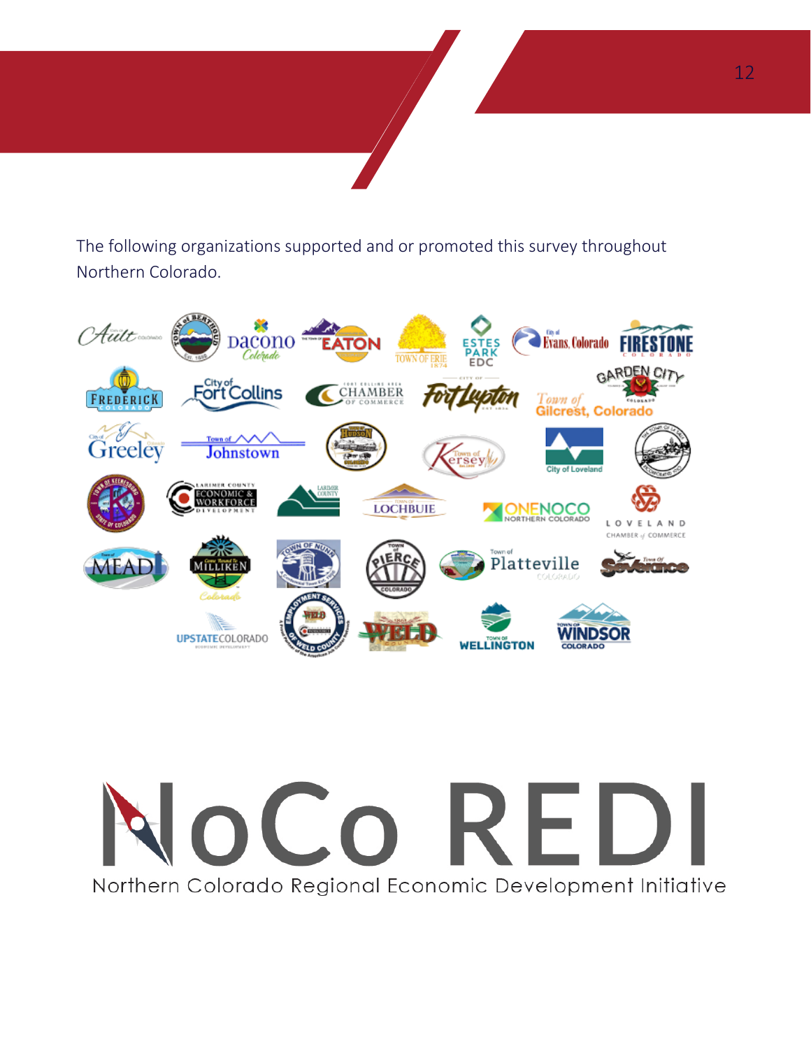The following organizations supported and or promoted this survey throughout Northern Colorado.

NoCo REDI

Northern Colorado Regional Economic Development Initiative